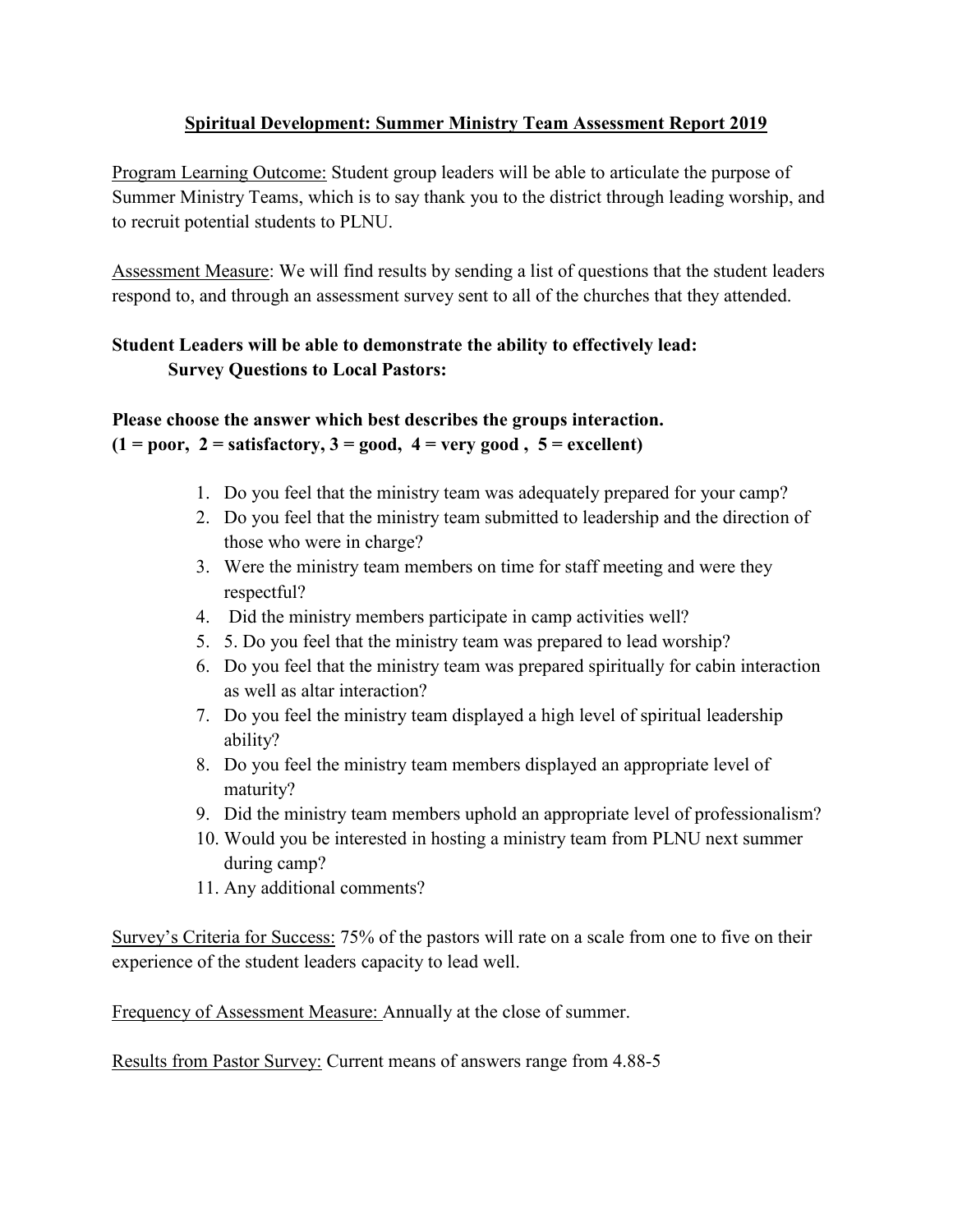**<u>Spiritual Development: Summer Ministry Team Assessment Report 2019</u>**

<u>Program Learning Outcome:</u> Student group leaders will be able to articulate the purpose of Summer Ministry Teams, which is to say thank you to the district through leading worship, and to recruit potential students to PLNU.

<u>Assessment Measure</u>: We will find results by sending a list of questions that the student leaders respond to, and through an assessment survey sent to all of the churches that they attended.

**Student Leaders will be able to demonstrate the ability to effectively lead:**
**Survey Questions to Local Pastors:**

**Please choose the answer which best describes the groups interaction.**
**(1 = poor, 2 = satisfactory, 3 = good, 4 = very good , 5 = excellent)**

1. Do you feel that the ministry team was adequately prepared for your camp?
2. Do you feel that the ministry team submitted to leadership and the direction of those who were in charge?
3. Were the ministry team members on time for staff meeting and were they respectful?
4. Did the ministry members participate in camp activities well?
5. 5. Do you feel that the ministry team was prepared to lead worship?
6. Do you feel that the ministry team was prepared spiritually for cabin interaction as well as altar interaction?
7. Do you feel the ministry team displayed a high level of spiritual leadership ability?
8. Do you feel the ministry team members displayed an appropriate level of maturity?
9. Did the ministry team members uphold an appropriate level of professionalism?
10. Would you be interested in hosting a ministry team from PLNU next summer during camp?
11. Any additional comments?

<u>Survey's Criteria for Success:</u> 75% of the pastors will rate on a scale from one to five on their experience of the student leaders capacity to lead well.

<u>Frequency of Assessment Measure:</u> Annually at the close of summer.

<u>Results from Pastor Survey:</u> Current means of answers range from 4.88-5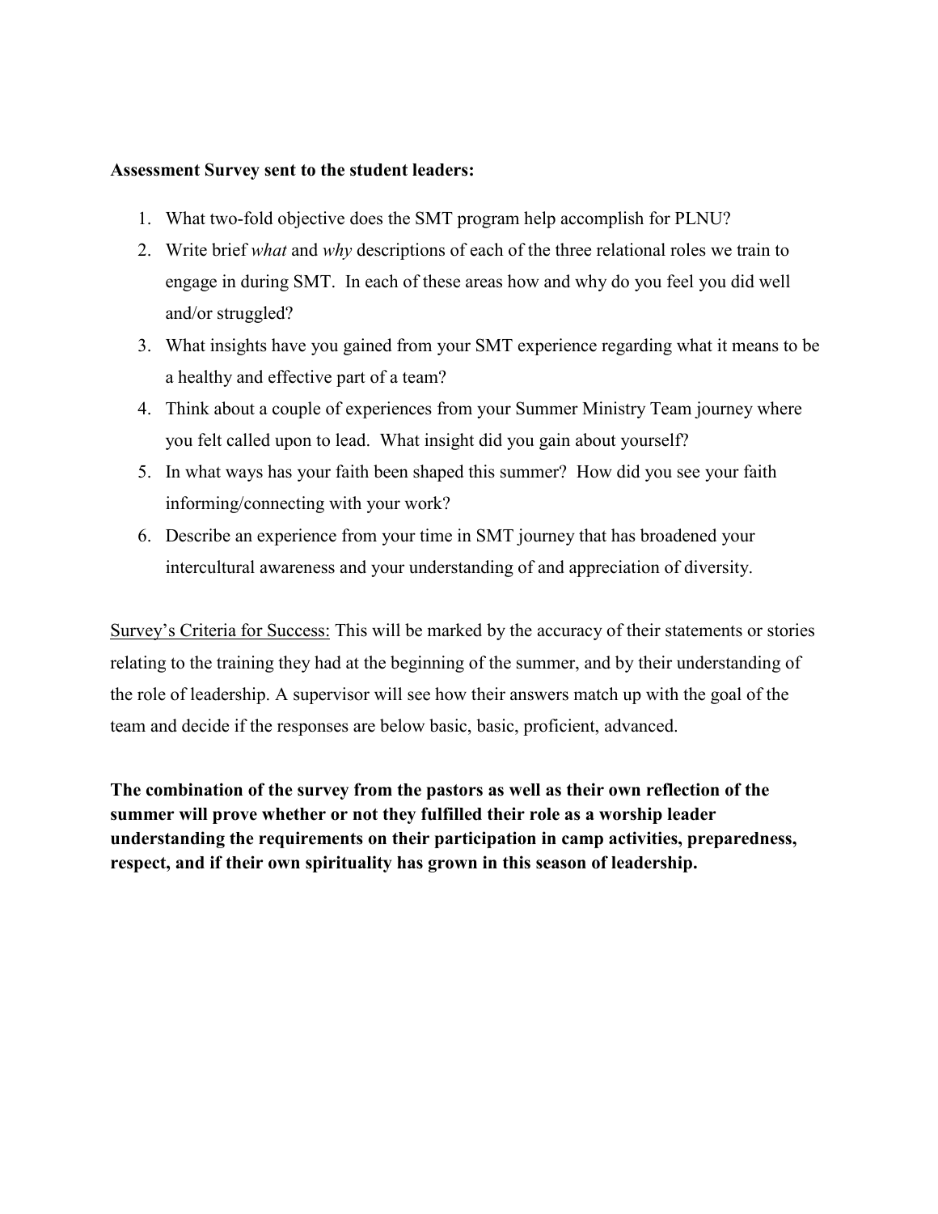**Assessment Survey sent to the student leaders:**

1. What two-fold objective does the SMT program help accomplish for PLNU?
2. Write brief *what* and *why* descriptions of each of the three relational roles we train to engage in during SMT. In each of these areas how and why do you feel you did well and/or struggled?
3. What insights have you gained from your SMT experience regarding what it means to be a healthy and effective part of a team?
4. Think about a couple of experiences from your Summer Ministry Team journey where you felt called upon to lead. What insight did you gain about yourself?
5. In what ways has your faith been shaped this summer? How did you see your faith informing/connecting with your work?
6. Describe an experience from your time in SMT journey that has broadened your intercultural awareness and your understanding of and appreciation of diversity.

<u>Survey's Criteria for Success:</u> This will be marked by the accuracy of their statements or stories relating to the training they had at the beginning of the summer, and by their understanding of the role of leadership. A supervisor will see how their answers match up with the goal of the team and decide if the responses are below basic, basic, proficient, advanced.

**The combination of the survey from the pastors as well as their own reflection of the summer will prove whether or not they fulfilled their role as a worship leader understanding the requirements on their participation in camp activities, preparedness, respect, and if their own spirituality has grown in this season of leadership.**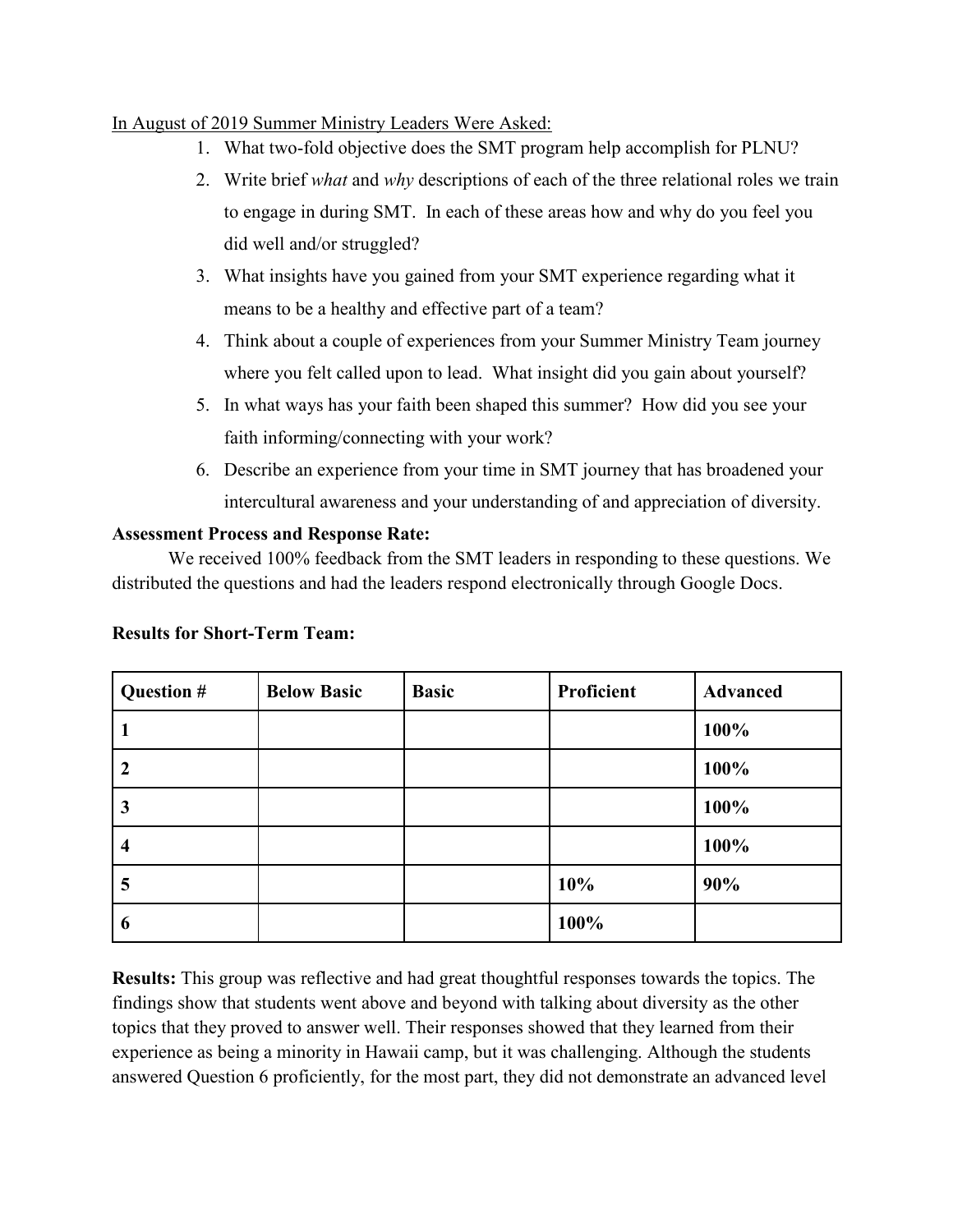In August of 2019 Summer Ministry Leaders Were Asked:

1. What two-fold objective does the SMT program help accomplish for PLNU?
2. Write brief *what* and *why* descriptions of each of the three relational roles we train to engage in during SMT. In each of these areas how and why do you feel you did well and/or struggled?
3. What insights have you gained from your SMT experience regarding what it means to be a healthy and effective part of a team?
4. Think about a couple of experiences from your Summer Ministry Team journey where you felt called upon to lead. What insight did you gain about yourself?
5. In what ways has your faith been shaped this summer? How did you see your faith informing/connecting with your work?
6. Describe an experience from your time in SMT journey that has broadened your intercultural awareness and your understanding of and appreciation of diversity.

**Assessment Process and Response Rate:**

We received 100% feedback from the SMT leaders in responding to these questions. We distributed the questions and had the leaders respond electronically through Google Docs.

**Results for Short-Term Team:**

| Question # | Below Basic | Basic | Proficient | Advanced |
|---|---|---|---|---|
| 1 | | | | 100% |
| 2 | | | | 100% |
| 3 | | | | 100% |
| 4 | | | | 100% |
| 5 | | | 10% | 90% |
| 6 | | | 100% | |

**Results:** This group was reflective and had great thoughtful responses towards the topics. The findings show that students went above and beyond with talking about diversity as the other topics that they proved to answer well. Their responses showed that they learned from their experience as being a minority in Hawaii camp, but it was challenging. Although the students answered Question 6 proficiently, for the most part, they did not demonstrate an advanced level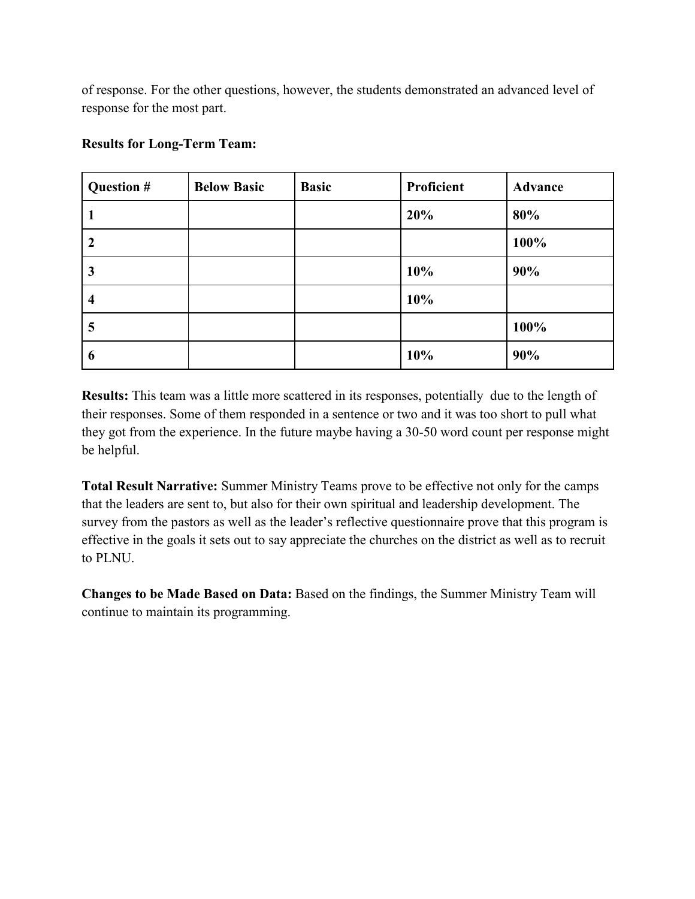of response. For the other questions, however, the students demonstrated an advanced level of response for the most part.

**Results for Long-Term Team:**

| Question # | Below Basic | Basic | Proficient | Advance |
|---|---|---|---|---|
| 1 | | | 20% | 80% |
| 2 | | | | 100% |
| 3 | | | 10% | 90% |
| 4 | | | 10% | |
| 5 | | | | 100% |
| 6 | | | 10% | 90% |

**Results:** This team was a little more scattered in its responses, potentially due to the length of their responses. Some of them responded in a sentence or two and it was too short to pull what they got from the experience. In the future maybe having a 30-50 word count per response might be helpful.

**Total Result Narrative:** Summer Ministry Teams prove to be effective not only for the camps that the leaders are sent to, but also for their own spiritual and leadership development. The survey from the pastors as well as the leader's reflective questionnaire prove that this program is effective in the goals it sets out to say appreciate the churches on the district as well as to recruit to PLNU.

**Changes to be Made Based on Data:** Based on the findings, the Summer Ministry Team will continue to maintain its programming.